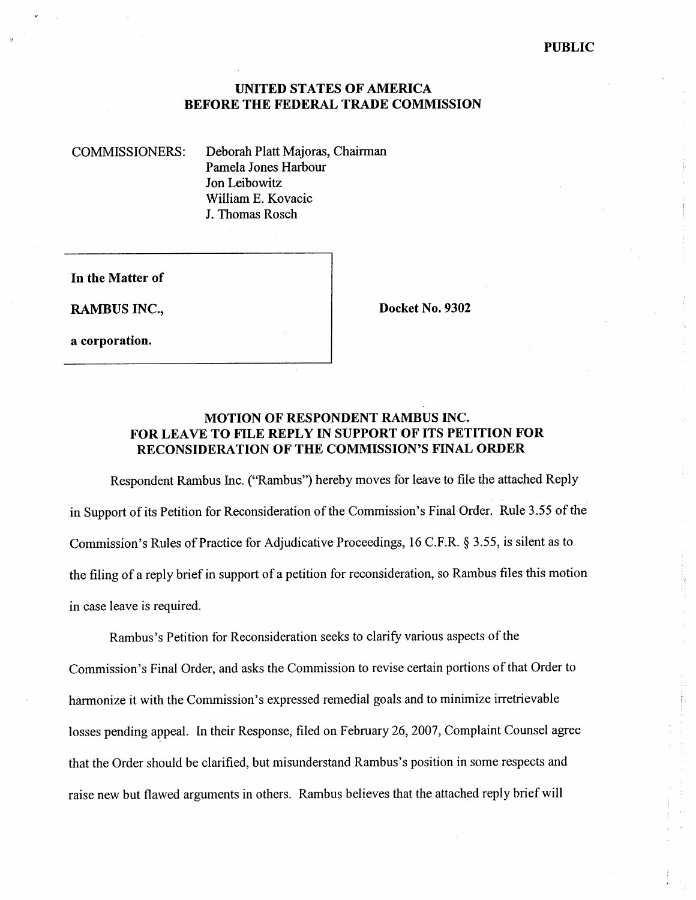PUBLIC

# UNITED STATES OF AMERICA
# BEFORE THE FEDERAL TRADE COMMISSION

COMMISSIONERS: Deborah Platt Majoras, Chairman
Pamela Jones Harbour
Jon Leibowitz
William E. Kovacic
J. Thomas Rosch

| | |
|---|---|
| **In the Matter of** | |
| **RAMBUS INC.,** | **Docket No. 9302** |
| **a corporation.** | |

## MOTION OF RESPONDENT RAMBUS INC. FOR LEAVE TO FILE REPLY IN SUPPORT OF ITS PETITION FOR RECONSIDERATION OF THE COMMISSION'S FINAL ORDER

Respondent Rambus Inc. ("Rambus") hereby moves for leave to file the attached Reply in Support of its Petition for Reconsideration of the Commission's Final Order. Rule 3.55 of the Commission's Rules of Practice for Adjudicative Proceedings, 16 C.F.R. § 3.55, is silent as to the filing of a reply brief in support of a petition for reconsideration, so Rambus files this motion in case leave is required.

Rambus's Petition for Reconsideration seeks to clarify various aspects of the Commission's Final Order, and asks the Commission to revise certain portions of that Order to harmonize it with the Commission's expressed remedial goals and to minimize irretrievable losses pending appeal. In their Response, filed on February 26, 2007, Complaint Counsel agree that the Order should be clarified, but misunderstand Rambus's position in some respects and raise new but flawed arguments in others. Rambus believes that the attached reply brief will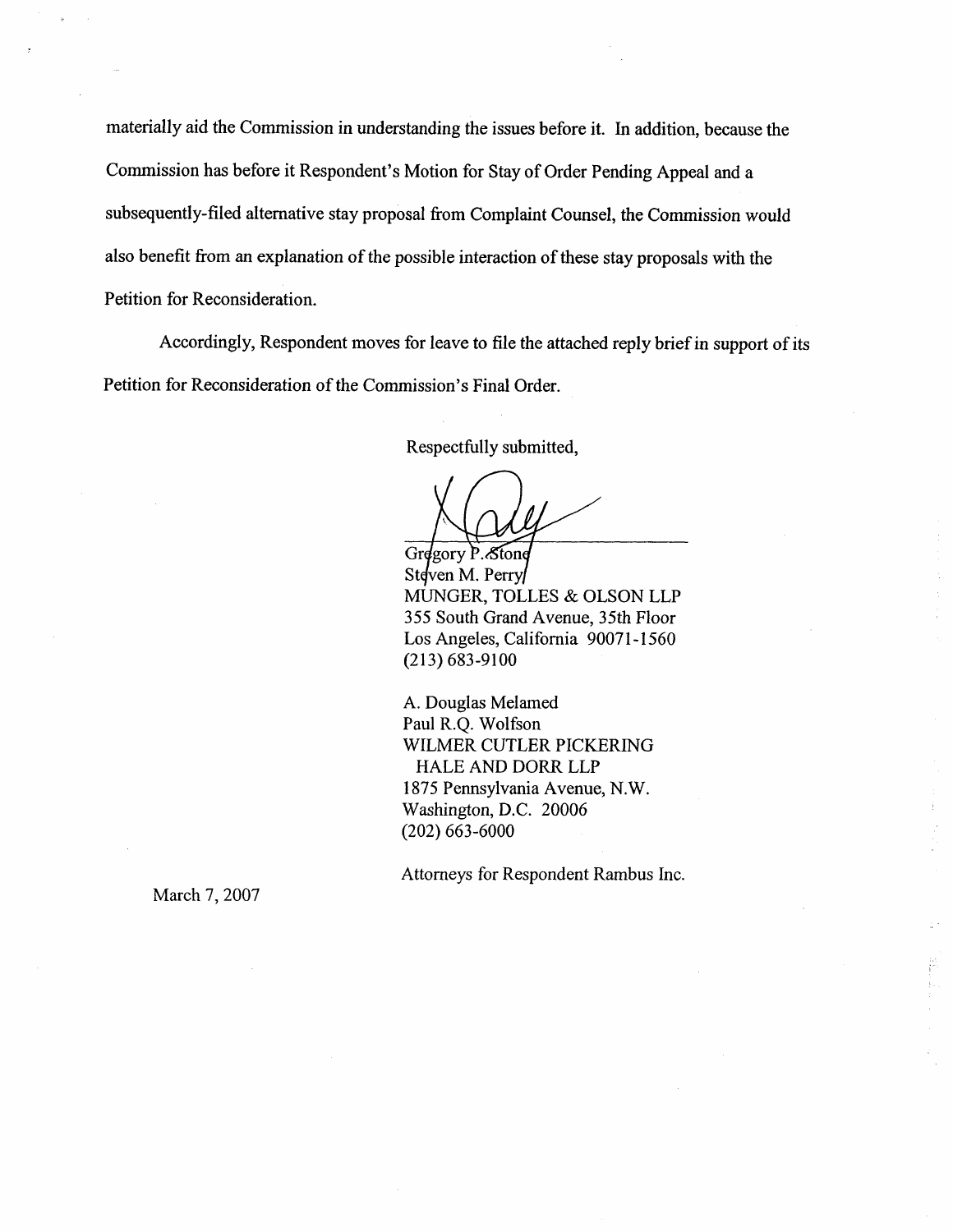materially aid the Commission in understanding the issues before it. In addition, because the Commission has before it Respondent's Motion for Stay of Order Pending Appeal and a subsequently-filed alternative stay proposal from Complaint Counsel, the Commission would also benefit from an explanation of the possible interaction of these stay proposals with the Petition for Reconsideration.

Accordingly, Respondent moves for leave to file the attached reply brief in support of its Petition for Reconsideration of the Commission's Final Order.

Respectfully submitted,

Gregory P. Stone  
Steven M. Perry  
MUNGER, TOLLES & OLSON LLP  
355 South Grand Avenue, 35th Floor  
Los Angeles, California 90071-1560  
(213) 683-9100

A. Douglas Melamed  
Paul R.Q. Wolfson  
WILMER CUTLER PICKERING  
HALE AND DORR LLP  
1875 Pennsylvania Avenue, N.W.  
Washington, D.C. 20006  
(202) 663-6000

Attorneys for Respondent Rambus Inc.

March 7, 2007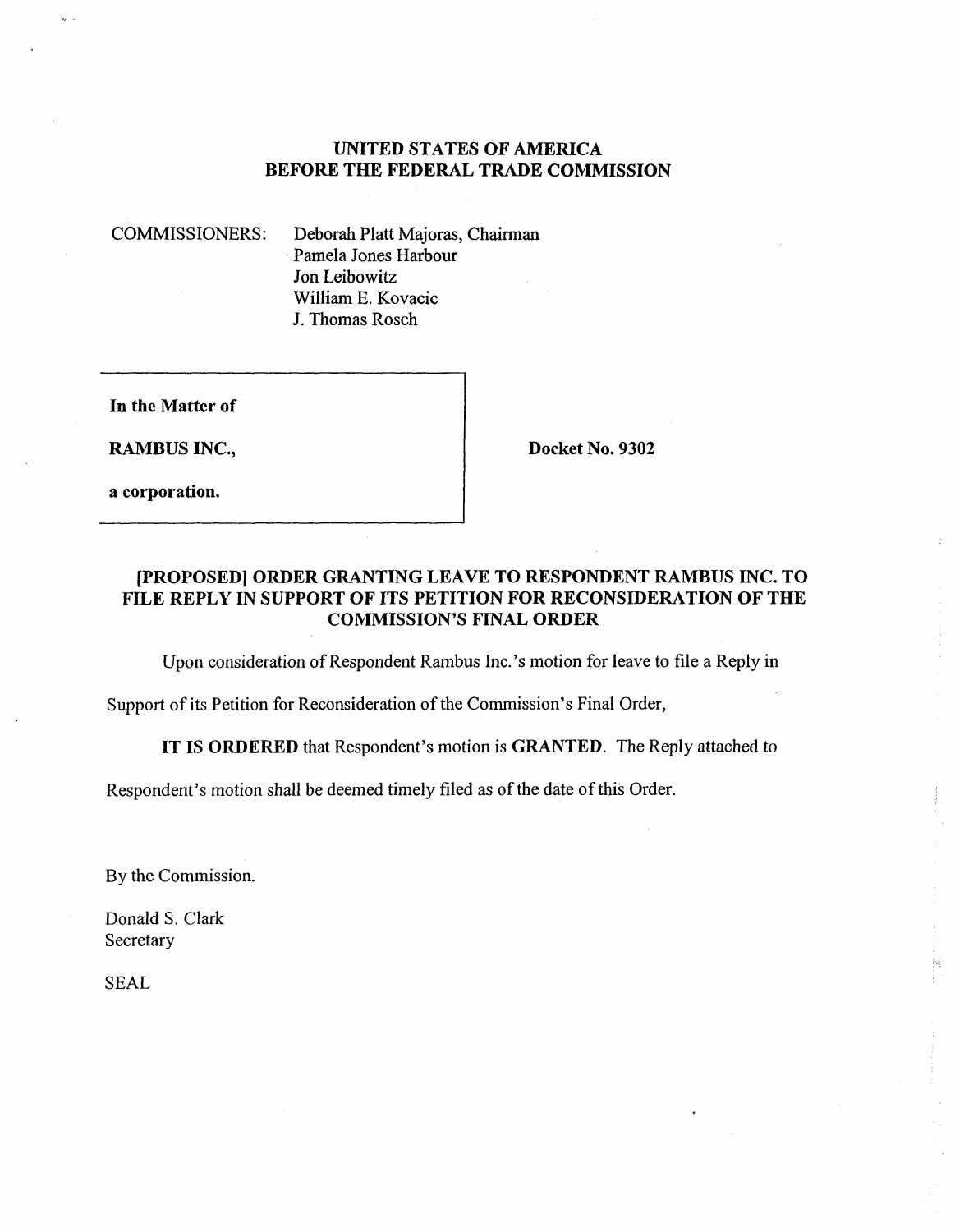**UNITED STATES OF AMERICA**
**BEFORE THE FEDERAL TRADE COMMISSION**

COMMISSIONERS: Deborah Platt Majoras, Chairman
Pamela Jones Harbour
Jon Leibowitz
William E. Kovacic
J. Thomas Rosch

| | |
|---|---|
| **In the Matter of** <br> **RAMBUS INC.,** <br> **a corporation.** | **Docket No. 9302** |

## [PROPOSED] ORDER GRANTING LEAVE TO RESPONDENT RAMBUS INC. TO FILE REPLY IN SUPPORT OF ITS PETITION FOR RECONSIDERATION OF THE COMMISSION'S FINAL ORDER

Upon consideration of Respondent Rambus Inc.'s motion for leave to file a Reply in Support of its Petition for Reconsideration of the Commission's Final Order,

**IT IS ORDERED** that Respondent's motion is **GRANTED**. The Reply attached to Respondent's motion shall be deemed timely filed as of the date of this Order.

By the Commission.

Donald S. Clark
Secretary

SEAL